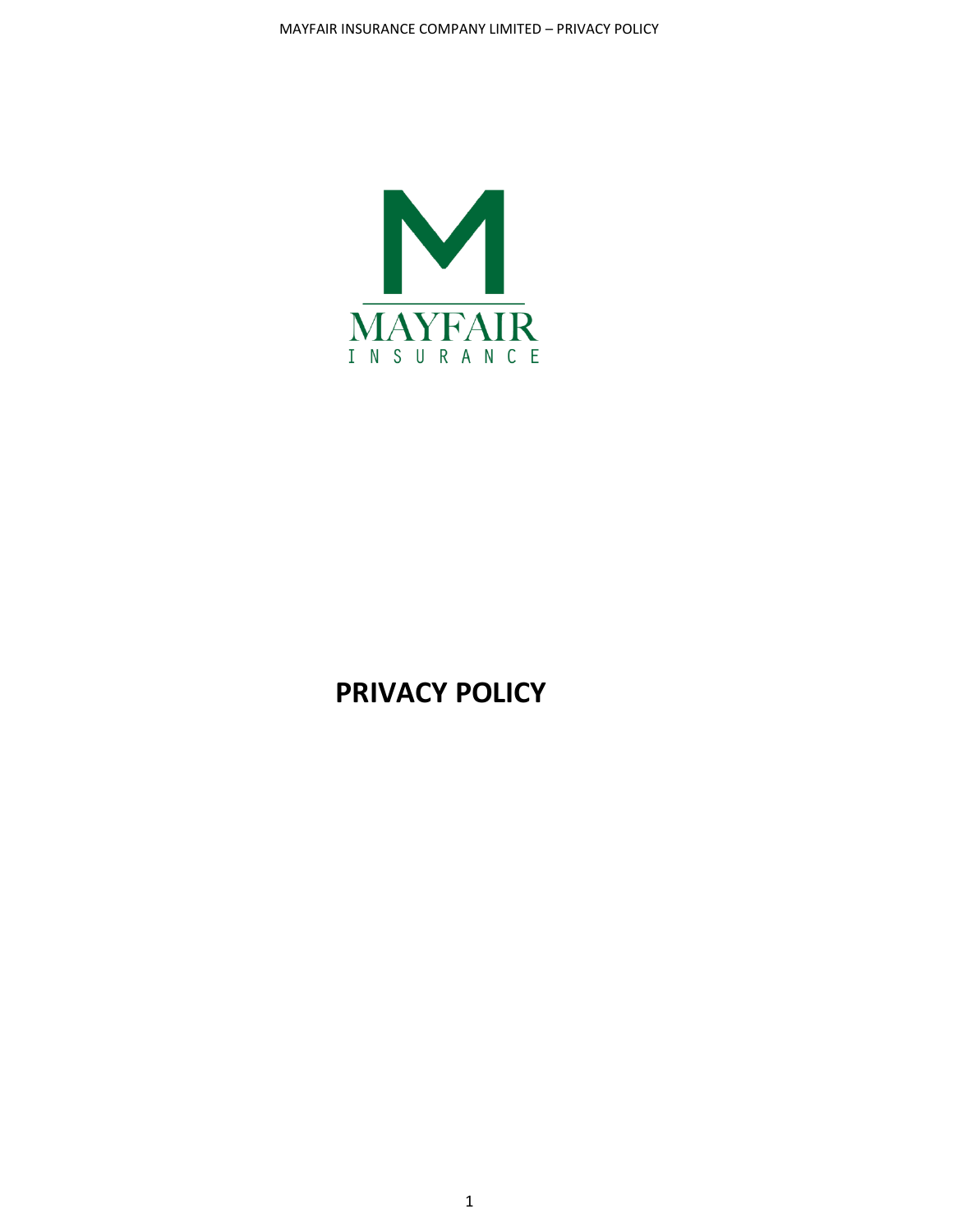MAYFAIR
INSURANCE

# PRIVACY POLICY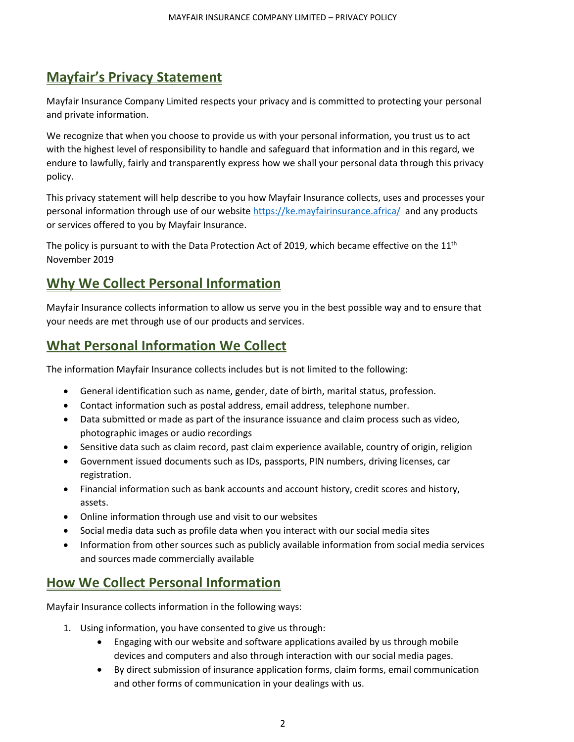## Mayfair's Privacy Statement

Mayfair Insurance Company Limited respects your privacy and is committed to protecting your personal and private information.

We recognize that when you choose to provide us with your personal information, you trust us to act with the highest level of responsibility to handle and safeguard that information and in this regard, we endure to lawfully, fairly and transparently express how we shall your personal data through this privacy policy.

This privacy statement will help describe to you how Mayfair Insurance collects, uses and processes your personal information through use of our website [https://ke.mayfairinsurance.africa/](https://ke.mayfairinsurance.africa/) and any products or services offered to you by Mayfair Insurance.

The policy is pursuant to with the Data Protection Act of 2019, which became effective on the 11th November 2019

## Why We Collect Personal Information

Mayfair Insurance collects information to allow us serve you in the best possible way and to ensure that your needs are met through use of our products and services.

## What Personal Information We Collect

The information Mayfair Insurance collects includes but is not limited to the following:

- General identification such as name, gender, date of birth, marital status, profession.
- Contact information such as postal address, email address, telephone number.
- Data submitted or made as part of the insurance issuance and claim process such as video, photographic images or audio recordings
- Sensitive data such as claim record, past claim experience available, country of origin, religion
- Government issued documents such as IDs, passports, PIN numbers, driving licenses, car registration.
- Financial information such as bank accounts and account history, credit scores and history, assets.
- Online information through use and visit to our websites
- Social media data such as profile data when you interact with our social media sites
- Information from other sources such as publicly available information from social media services and sources made commercially available

## How We Collect Personal Information

Mayfair Insurance collects information in the following ways:

1. Using information, you have consented to give us through:
    - Engaging with our website and software applications availed by us through mobile devices and computers and also through interaction with our social media pages.
    - By direct submission of insurance application forms, claim forms, email communication and other forms of communication in your dealings with us.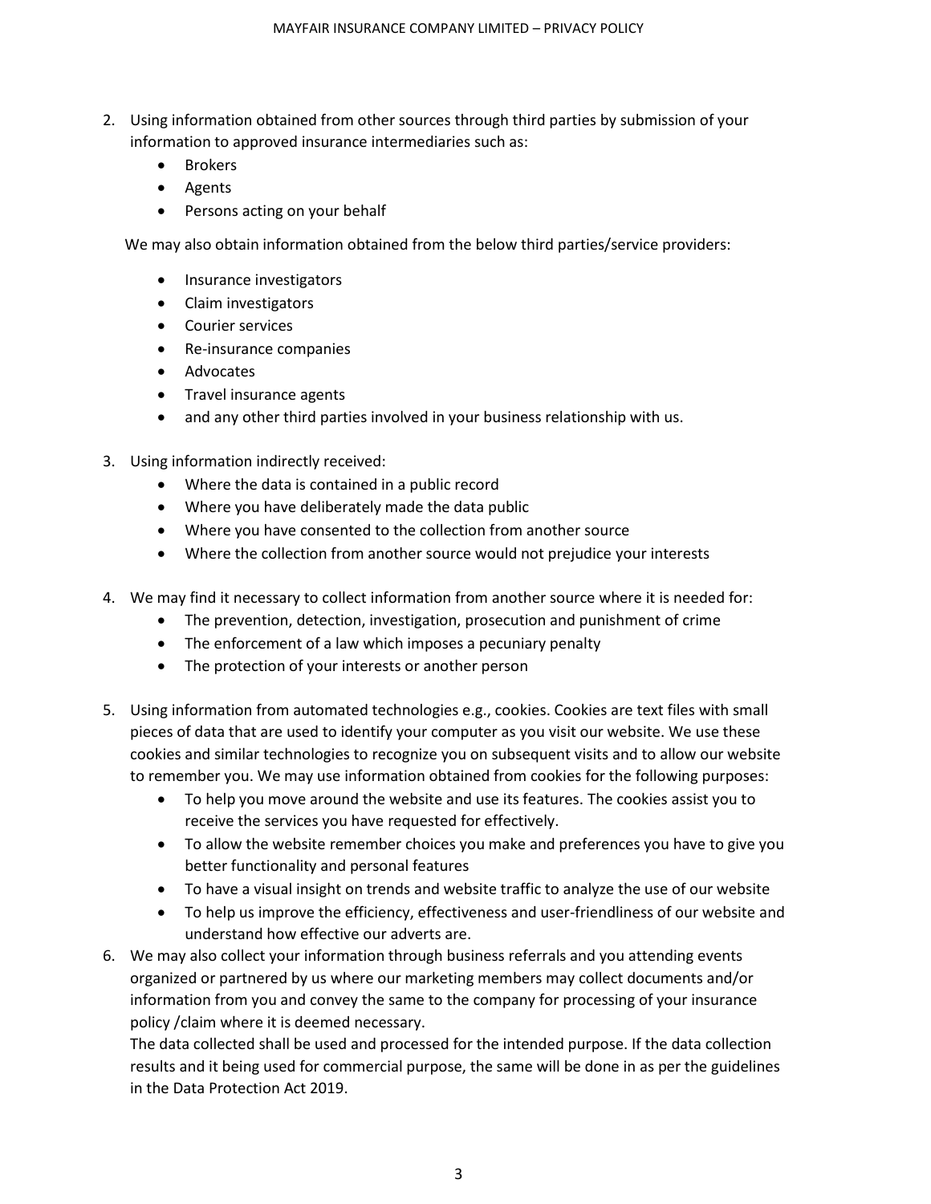2. Using information obtained from other sources through third parties by submission of your information to approved insurance intermediaries such as:
    - Brokers
    - Agents
    - Persons acting on your behalf

    We may also obtain information obtained from the below third parties/service providers:

    - Insurance investigators
    - Claim investigators
    - Courier services
    - Re-insurance companies
    - Advocates
    - Travel insurance agents
    - and any other third parties involved in your business relationship with us.

3. Using information indirectly received:
    - Where the data is contained in a public record
    - Where you have deliberately made the data public
    - Where you have consented to the collection from another source
    - Where the collection from another source would not prejudice your interests

4. We may find it necessary to collect information from another source where it is needed for:
    - The prevention, detection, investigation, prosecution and punishment of crime
    - The enforcement of a law which imposes a pecuniary penalty
    - The protection of your interests or another person

5. Using information from automated technologies e.g., cookies. Cookies are text files with small pieces of data that are used to identify your computer as you visit our website. We use these cookies and similar technologies to recognize you on subsequent visits and to allow our website to remember you. We may use information obtained from cookies for the following purposes:
    - To help you move around the website and use its features. The cookies assist you to receive the services you have requested for effectively.
    - To allow the website remember choices you make and preferences you have to give you better functionality and personal features
    - To have a visual insight on trends and website traffic to analyze the use of our website
    - To help us improve the efficiency, effectiveness and user-friendliness of our website and understand how effective our adverts are.
6. We may also collect your information through business referrals and you attending events organized or partnered by us where our marketing members may collect documents and/or information from you and convey the same to the company for processing of your insurance policy /claim where it is deemed necessary.

    The data collected shall be used and processed for the intended purpose. If the data collection results and it being used for commercial purpose, the same will be done in as per the guidelines in the Data Protection Act 2019.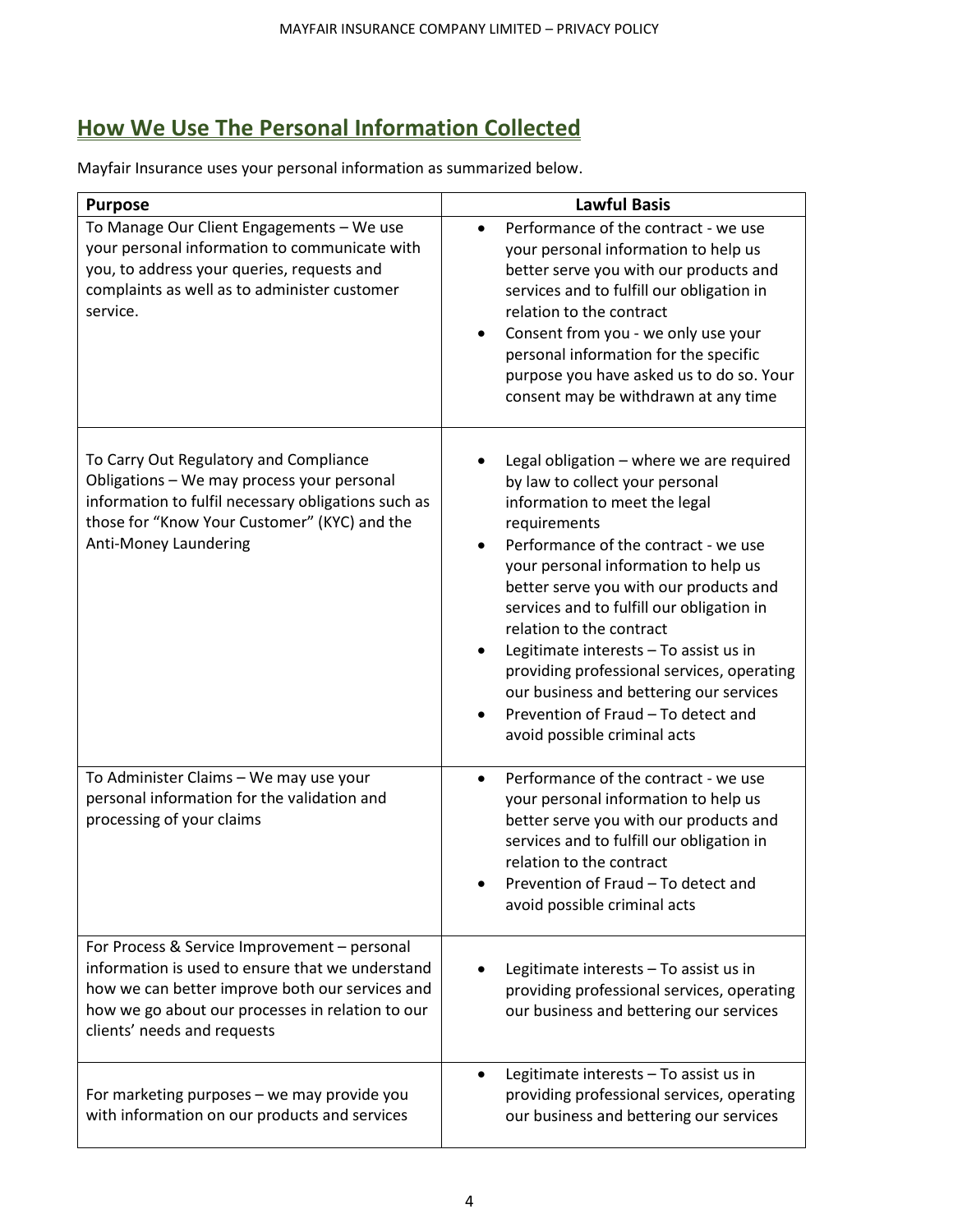## How We Use The Personal Information Collected

Mayfair Insurance uses your personal information as summarized below.

| Purpose | Lawful Basis |
|---|---|
| To Manage Our Client Engagements – We use your personal information to communicate with you, to address your queries, requests and complaints as well as to administer customer service. | • Performance of the contract - we use your personal information to help us better serve you with our products and services and to fulfill our obligation in relation to the contract<br>• Consent from you - we only use your personal information for the specific purpose you have asked us to do so. Your consent may be withdrawn at any time |
| To Carry Out Regulatory and Compliance Obligations – We may process your personal information to fulfil necessary obligations such as those for "Know Your Customer" (KYC) and the Anti-Money Laundering | • Legal obligation – where we are required by law to collect your personal information to meet the legal requirements<br>• Performance of the contract - we use your personal information to help us better serve you with our products and services and to fulfill our obligation in relation to the contract<br>• Legitimate interests – To assist us in providing professional services, operating our business and bettering our services<br>• Prevention of Fraud – To detect and avoid possible criminal acts |
| To Administer Claims – We may use your personal information for the validation and processing of your claims | • Performance of the contract - we use your personal information to help us better serve you with our products and services and to fulfill our obligation in relation to the contract<br>• Prevention of Fraud – To detect and avoid possible criminal acts |
| For Process & Service Improvement – personal information is used to ensure that we understand how we can better improve both our services and how we go about our processes in relation to our clients' needs and requests | • Legitimate interests – To assist us in providing professional services, operating our business and bettering our services |
| For marketing purposes – we may provide you with information on our products and services | • Legitimate interests – To assist us in providing professional services, operating our business and bettering our services |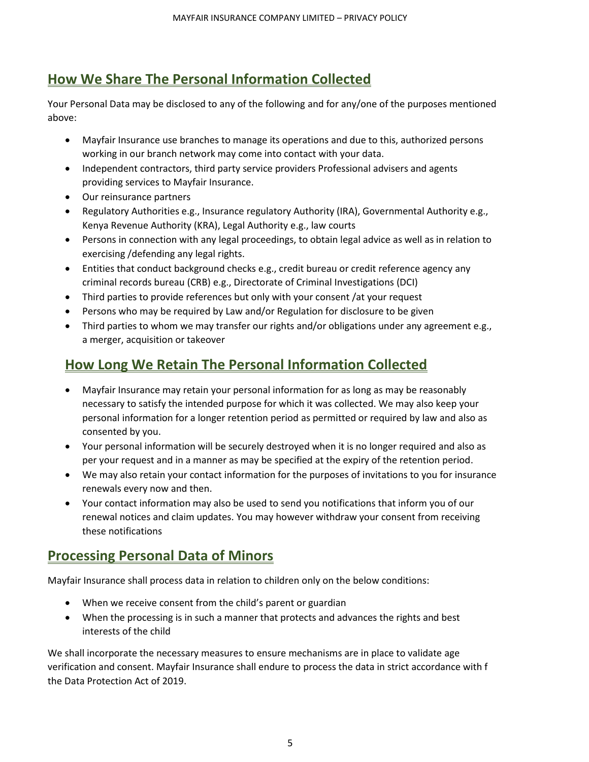## How We Share The Personal Information Collected

Your Personal Data may be disclosed to any of the following and for any/one of the purposes mentioned above:

- Mayfair Insurance use branches to manage its operations and due to this, authorized persons working in our branch network may come into contact with your data.
- Independent contractors, third party service providers Professional advisers and agents providing services to Mayfair Insurance.
- Our reinsurance partners
- Regulatory Authorities e.g., Insurance regulatory Authority (IRA), Governmental Authority e.g., Kenya Revenue Authority (KRA), Legal Authority e.g., law courts
- Persons in connection with any legal proceedings, to obtain legal advice as well as in relation to exercising /defending any legal rights.
- Entities that conduct background checks e.g., credit bureau or credit reference agency any criminal records bureau (CRB) e.g., Directorate of Criminal Investigations (DCI)
- Third parties to provide references but only with your consent /at your request
- Persons who may be required by Law and/or Regulation for disclosure to be given
- Third parties to whom we may transfer our rights and/or obligations under any agreement e.g., a merger, acquisition or takeover

## How Long We Retain The Personal Information Collected

- Mayfair Insurance may retain your personal information for as long as may be reasonably necessary to satisfy the intended purpose for which it was collected. We may also keep your personal information for a longer retention period as permitted or required by law and also as consented by you.
- Your personal information will be securely destroyed when it is no longer required and also as per your request and in a manner as may be specified at the expiry of the retention period.
- We may also retain your contact information for the purposes of invitations to you for insurance renewals every now and then.
- Your contact information may also be used to send you notifications that inform you of our renewal notices and claim updates. You may however withdraw your consent from receiving these notifications

## Processing Personal Data of Minors

Mayfair Insurance shall process data in relation to children only on the below conditions:

- When we receive consent from the child's parent or guardian
- When the processing is in such a manner that protects and advances the rights and best interests of the child

We shall incorporate the necessary measures to ensure mechanisms are in place to validate age verification and consent. Mayfair Insurance shall endure to process the data in strict accordance with f the Data Protection Act of 2019.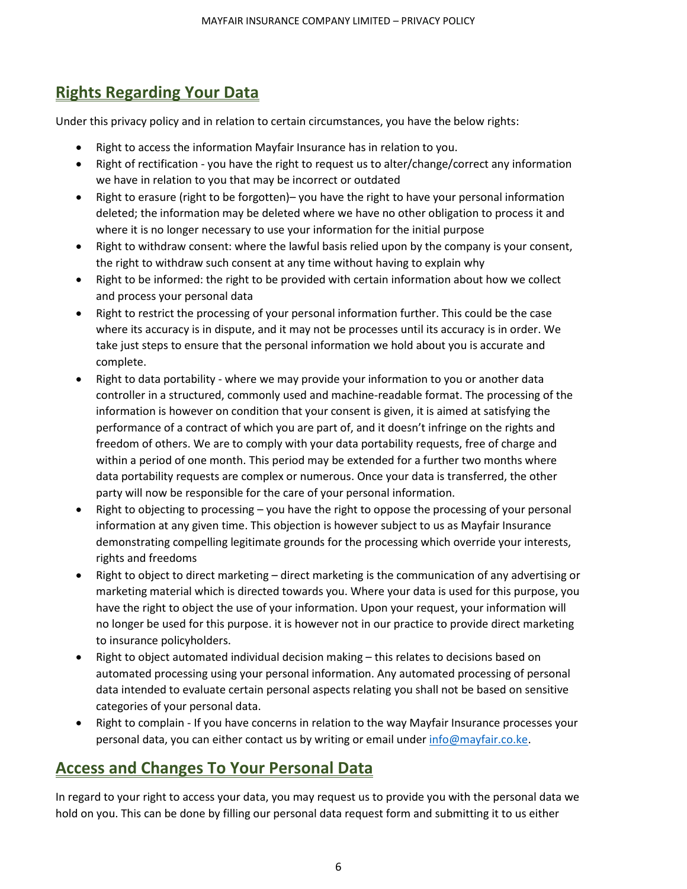## Rights Regarding Your Data

Under this privacy policy and in relation to certain circumstances, you have the below rights:

- Right to access the information Mayfair Insurance has in relation to you.
- Right of rectification - you have the right to request us to alter/change/correct any information we have in relation to you that may be incorrect or outdated
- Right to erasure (right to be forgotten)– you have the right to have your personal information deleted; the information may be deleted where we have no other obligation to process it and where it is no longer necessary to use your information for the initial purpose
- Right to withdraw consent: where the lawful basis relied upon by the company is your consent, the right to withdraw such consent at any time without having to explain why
- Right to be informed: the right to be provided with certain information about how we collect and process your personal data
- Right to restrict the processing of your personal information further. This could be the case where its accuracy is in dispute, and it may not be processes until its accuracy is in order. We take just steps to ensure that the personal information we hold about you is accurate and complete.
- Right to data portability - where we may provide your information to you or another data controller in a structured, commonly used and machine-readable format. The processing of the information is however on condition that your consent is given, it is aimed at satisfying the performance of a contract of which you are part of, and it doesn't infringe on the rights and freedom of others. We are to comply with your data portability requests, free of charge and within a period of one month. This period may be extended for a further two months where data portability requests are complex or numerous. Once your data is transferred, the other party will now be responsible for the care of your personal information.
- Right to objecting to processing – you have the right to oppose the processing of your personal information at any given time. This objection is however subject to us as Mayfair Insurance demonstrating compelling legitimate grounds for the processing which override your interests, rights and freedoms
- Right to object to direct marketing – direct marketing is the communication of any advertising or marketing material which is directed towards you. Where your data is used for this purpose, you have the right to object the use of your information. Upon your request, your information will no longer be used for this purpose. it is however not in our practice to provide direct marketing to insurance policyholders.
- Right to object automated individual decision making – this relates to decisions based on automated processing using your personal information. Any automated processing of personal data intended to evaluate certain personal aspects relating you shall not be based on sensitive categories of your personal data.
- Right to complain - If you have concerns in relation to the way Mayfair Insurance processes your personal data, you can either contact us by writing or email under info@mayfair.co.ke.

## Access and Changes To Your Personal Data

In regard to your right to access your data, you may request us to provide you with the personal data we hold on you. This can be done by filling our personal data request form and submitting it to us either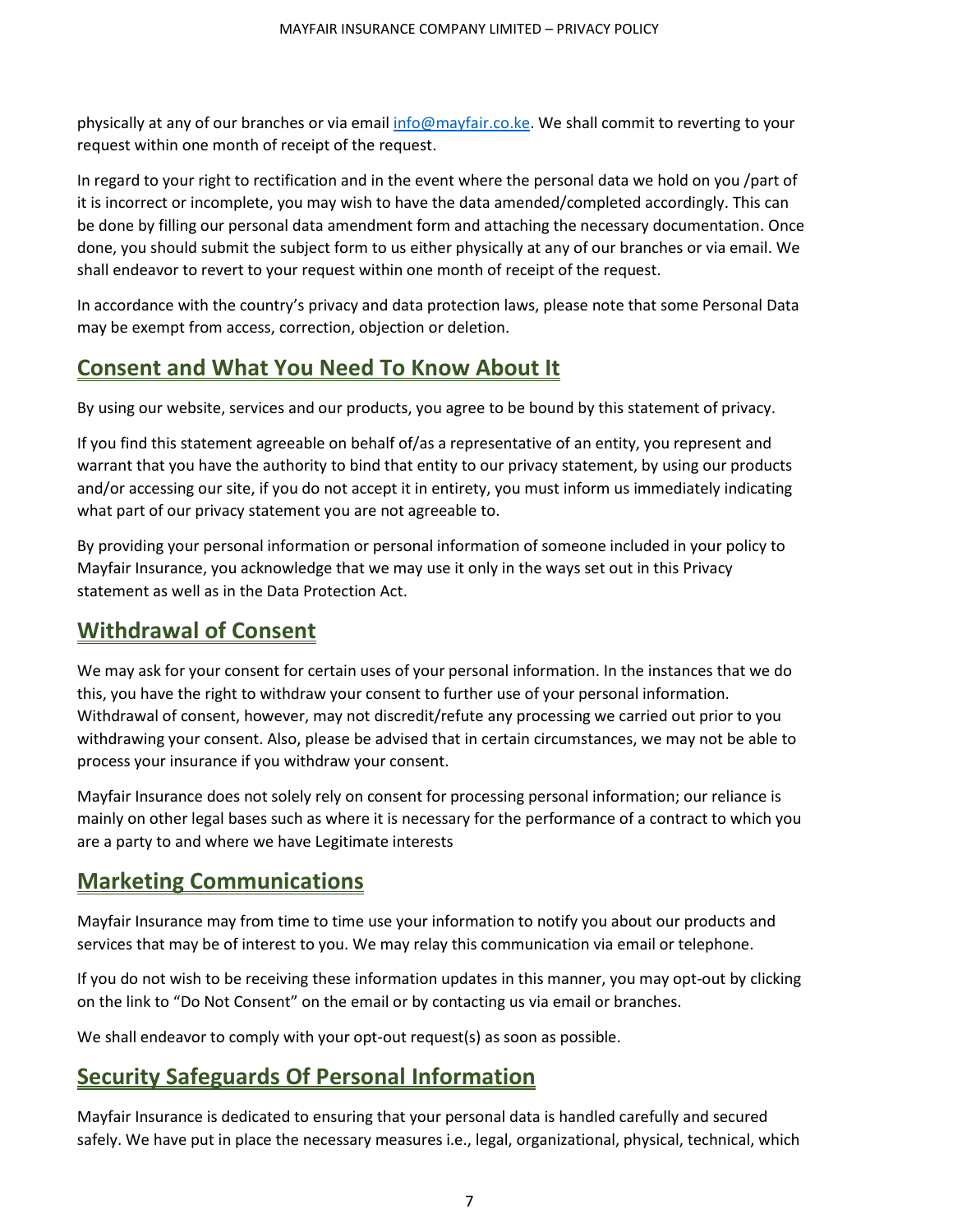physically at any of our branches or via email [info@mayfair.co.ke](mailto:info@mayfair.co.ke). We shall commit to reverting to your request within one month of receipt of the request.

In regard to your right to rectification and in the event where the personal data we hold on you /part of it is incorrect or incomplete, you may wish to have the data amended/completed accordingly. This can be done by filling our personal data amendment form and attaching the necessary documentation. Once done, you should submit the subject form to us either physically at any of our branches or via email. We shall endeavor to revert to your request within one month of receipt of the request.

In accordance with the country's privacy and data protection laws, please note that some Personal Data may be exempt from access, correction, objection or deletion.

## Consent and What You Need To Know About It

By using our website, services and our products, you agree to be bound by this statement of privacy.

If you find this statement agreeable on behalf of/as a representative of an entity, you represent and warrant that you have the authority to bind that entity to our privacy statement, by using our products and/or accessing our site, if you do not accept it in entirety, you must inform us immediately indicating what part of our privacy statement you are not agreeable to.

By providing your personal information or personal information of someone included in your policy to Mayfair Insurance, you acknowledge that we may use it only in the ways set out in this Privacy statement as well as in the Data Protection Act.

## Withdrawal of Consent

We may ask for your consent for certain uses of your personal information. In the instances that we do this, you have the right to withdraw your consent to further use of your personal information. Withdrawal of consent, however, may not discredit/refute any processing we carried out prior to you withdrawing your consent. Also, please be advised that in certain circumstances, we may not be able to process your insurance if you withdraw your consent.

Mayfair Insurance does not solely rely on consent for processing personal information; our reliance is mainly on other legal bases such as where it is necessary for the performance of a contract to which you are a party to and where we have Legitimate interests

## Marketing Communications

Mayfair Insurance may from time to time use your information to notify you about our products and services that may be of interest to you. We may relay this communication via email or telephone.

If you do not wish to be receiving these information updates in this manner, you may opt-out by clicking on the link to "Do Not Consent" on the email or by contacting us via email or branches.

We shall endeavor to comply with your opt-out request(s) as soon as possible.

## Security Safeguards Of Personal Information

Mayfair Insurance is dedicated to ensuring that your personal data is handled carefully and secured safely. We have put in place the necessary measures i.e., legal, organizational, physical, technical, which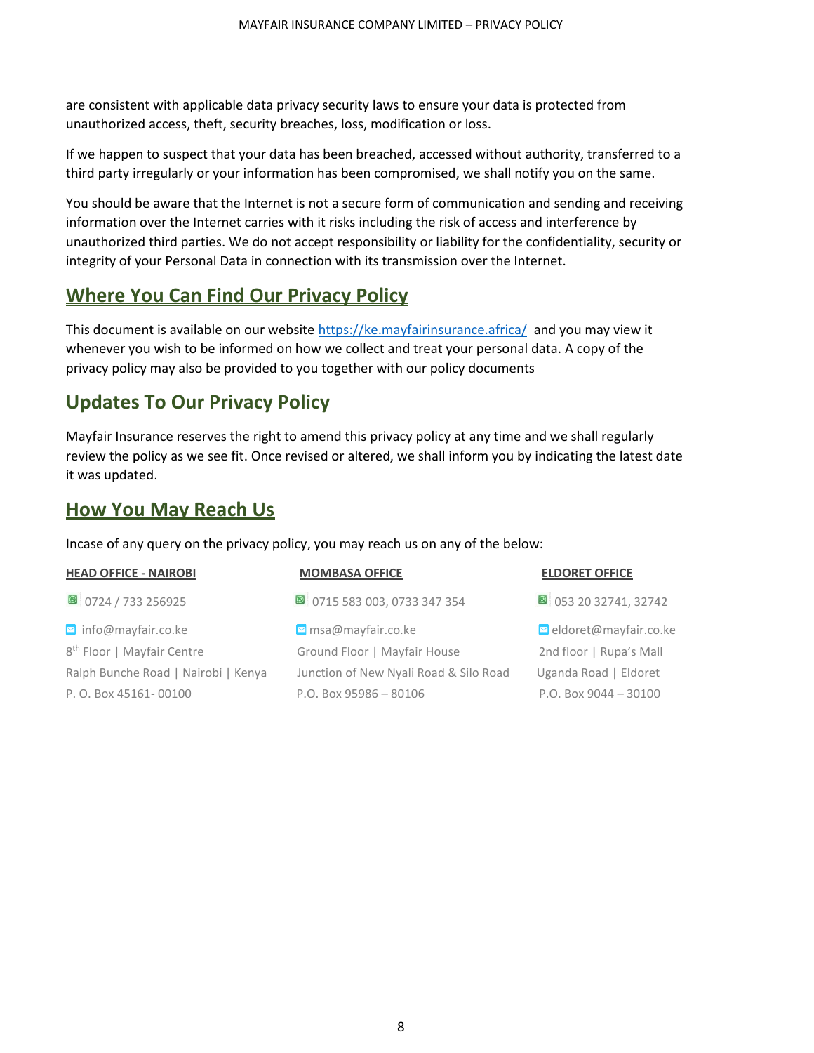are consistent with applicable data privacy security laws to ensure your data is protected from unauthorized access, theft, security breaches, loss, modification or loss.

If we happen to suspect that your data has been breached, accessed without authority, transferred to a third party irregularly or your information has been compromised, we shall notify you on the same.

You should be aware that the Internet is not a secure form of communication and sending and receiving information over the Internet carries with it risks including the risk of access and interference by unauthorized third parties. We do not accept responsibility or liability for the confidentiality, security or integrity of your Personal Data in connection with its transmission over the Internet.

## Where You Can Find Our Privacy Policy

This document is available on our website https://ke.mayfairinsurance.africa/ and you may view it whenever you wish to be informed on how we collect and treat your personal data. A copy of the privacy policy may also be provided to you together with our policy documents

## Updates To Our Privacy Policy

Mayfair Insurance reserves the right to amend this privacy policy at any time and we shall regularly review the policy as we see fit. Once revised or altered, we shall inform you by indicating the latest date it was updated.

## How You May Reach Us

Incase of any query on the privacy policy, you may reach us on any of the below:

**HEAD OFFICE - NAIROBI**

0724 / 733 256925

info@mayfair.co.ke

8th Floor | Mayfair Centre

Ralph Bunche Road | Nairobi | Kenya

P. O. Box 45161- 00100

**MOMBASA OFFICE**

0715 583 003, 0733 347 354

msa@mayfair.co.ke

Ground Floor | Mayfair House

Junction of New Nyali Road & Silo Road

P.O. Box 95986 – 80106

**ELDORET OFFICE**

053 20 32741, 32742

eldoret@mayfair.co.ke

2nd floor | Rupa's Mall

Uganda Road | Eldoret

P.O. Box 9044 – 30100